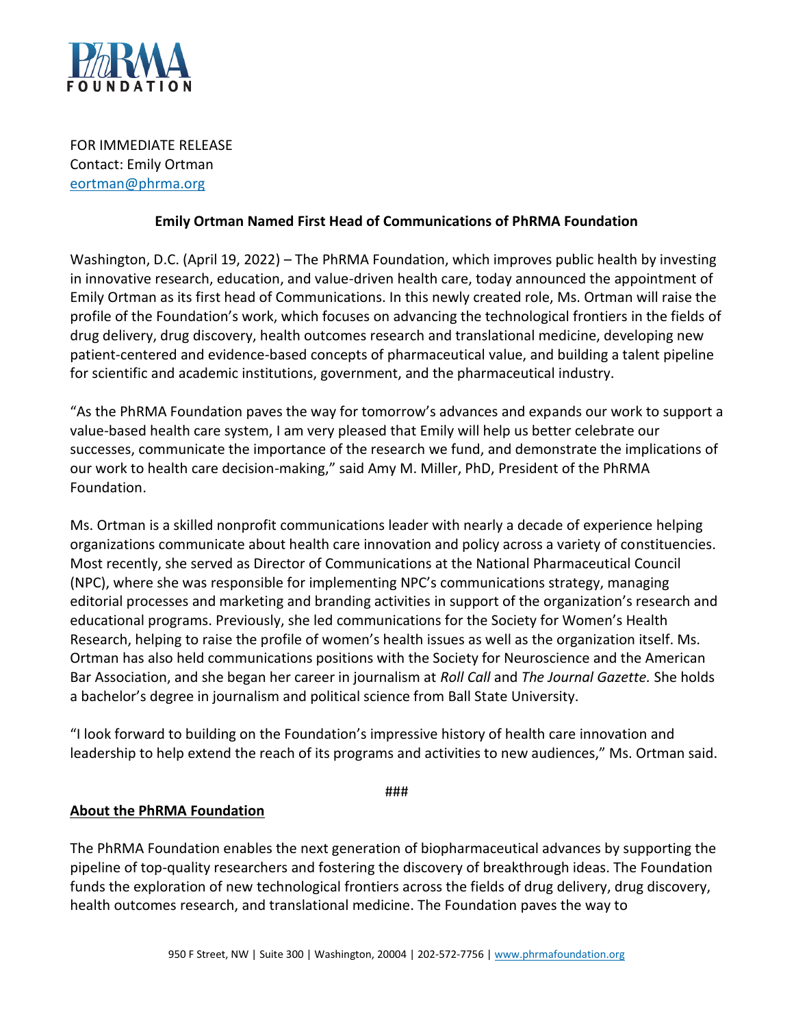FOR IMMEDIATE RELEASE
Contact: Emily Ortman
eortman@phrma.org

**Emily Ortman Named First Head of Communications of PhRMA Foundation**

Washington, D.C. (April 19, 2022) – The PhRMA Foundation, which improves public health by investing in innovative research, education, and value-driven health care, today announced the appointment of Emily Ortman as its first head of Communications. In this newly created role, Ms. Ortman will raise the profile of the Foundation's work, which focuses on advancing the technological frontiers in the fields of drug delivery, drug discovery, health outcomes research and translational medicine, developing new patient-centered and evidence-based concepts of pharmaceutical value, and building a talent pipeline for scientific and academic institutions, government, and the pharmaceutical industry.

"As the PhRMA Foundation paves the way for tomorrow's advances and expands our work to support a value-based health care system, I am very pleased that Emily will help us better celebrate our successes, communicate the importance of the research we fund, and demonstrate the implications of our work to health care decision-making," said Amy M. Miller, PhD, President of the PhRMA Foundation.

Ms. Ortman is a skilled nonprofit communications leader with nearly a decade of experience helping organizations communicate about health care innovation and policy across a variety of constituencies. Most recently, she served as Director of Communications at the National Pharmaceutical Council (NPC), where she was responsible for implementing NPC's communications strategy, managing editorial processes and marketing and branding activities in support of the organization's research and educational programs. Previously, she led communications for the Society for Women's Health Research, helping to raise the profile of women's health issues as well as the organization itself. Ms. Ortman has also held communications positions with the Society for Neuroscience and the American Bar Association, and she began her career in journalism at *Roll Call* and *The Journal Gazette.* She holds a bachelor's degree in journalism and political science from Ball State University.

"I look forward to building on the Foundation's impressive history of health care innovation and leadership to help extend the reach of its programs and activities to new audiences," Ms. Ortman said.

###

**About the PhRMA Foundation**

The PhRMA Foundation enables the next generation of biopharmaceutical advances by supporting the pipeline of top-quality researchers and fostering the discovery of breakthrough ideas. The Foundation funds the exploration of new technological frontiers across the fields of drug delivery, drug discovery, health outcomes research, and translational medicine. The Foundation paves the way to

950 F Street, NW | Suite 300 | Washington, 20004 | 202-572-7756 | www.phrmafoundation.org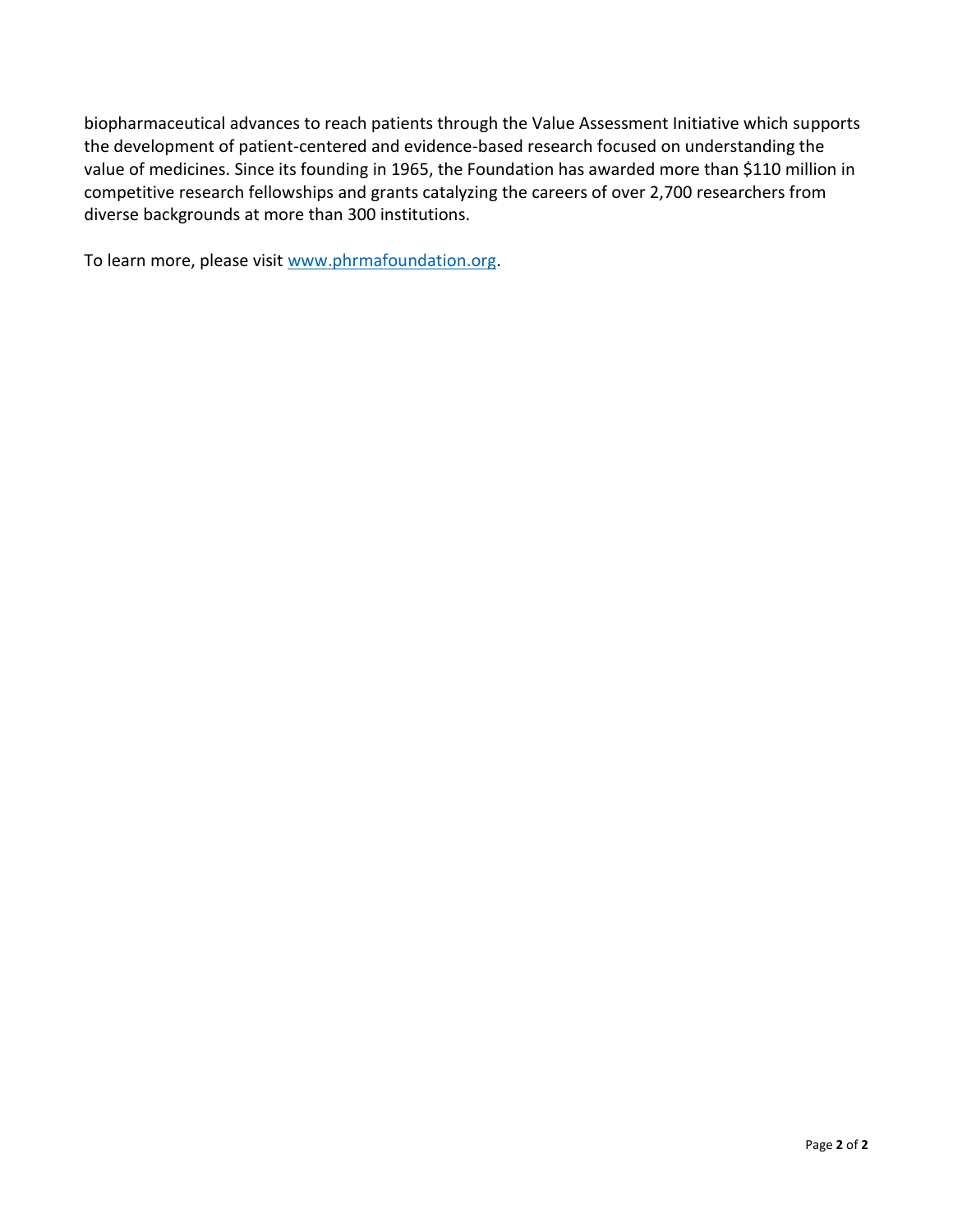biopharmaceutical advances to reach patients through the Value Assessment Initiative which supports the development of patient-centered and evidence-based research focused on understanding the value of medicines. Since its founding in 1965, the Foundation has awarded more than $110 million in competitive research fellowships and grants catalyzing the careers of over 2,700 researchers from diverse backgrounds at more than 300 institutions.

To learn more, please visit [www.phrmafoundation.org](http://www.phrmafoundation.org).